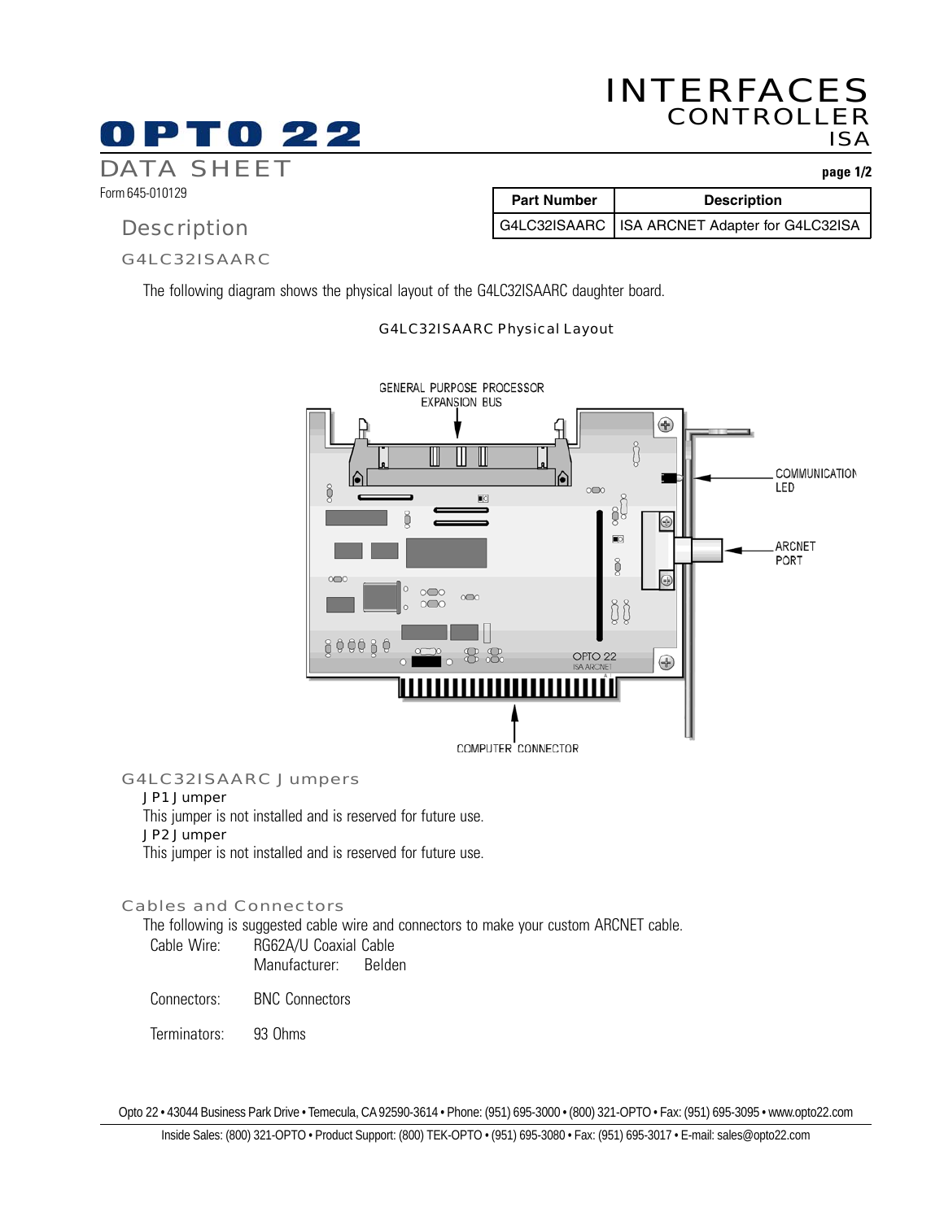# INTERFACES CONTROLLER ISA

**OPTO 22**

DATA SHEET

Form 645-010129

| Part Number | Description |
|---|---|
| G4LC32ISAARC | ISA ARCNET Adapter for G4LC32ISA |

## Description

### G4LC32ISAARC

The following diagram shows the physical layout of the G4LC32ISAARC daughter board.

G4LC32ISAARC Physical Layout

GENERAL PURPOSE PROCESSOR EXPANSION BUS

COMMUNICATION LED

ARCNET PORT

OPTO 22 ISA ARCNET

COMPUTER CONNECTOR

### G4LC32ISAARC Jumpers

JP1 Jumper

This jumper is not installed and is reserved for future use.

JP2 Jumper

This jumper is not installed and is reserved for future use.

### Cables and Connectors

The following is suggested cable wire and connectors to make your custom ARCNET cable.

Cable Wire: RG62A/U Coaxial Cable
Manufacturer: Belden

Connectors: BNC Connectors

Terminators: 93 Ohms

Opto 22 • 43044 Business Park Drive • Temecula, CA 92590-3614 • Phone: (951) 695-3000 • (800) 321-OPTO • Fax: (951) 695-3095 • www.opto22.com

Inside Sales: (800) 321-OPTO • Product Support: (800) TEK-OPTO • (951) 695-3080 • Fax: (951) 695-3017 • E-mail: sales@opto22.com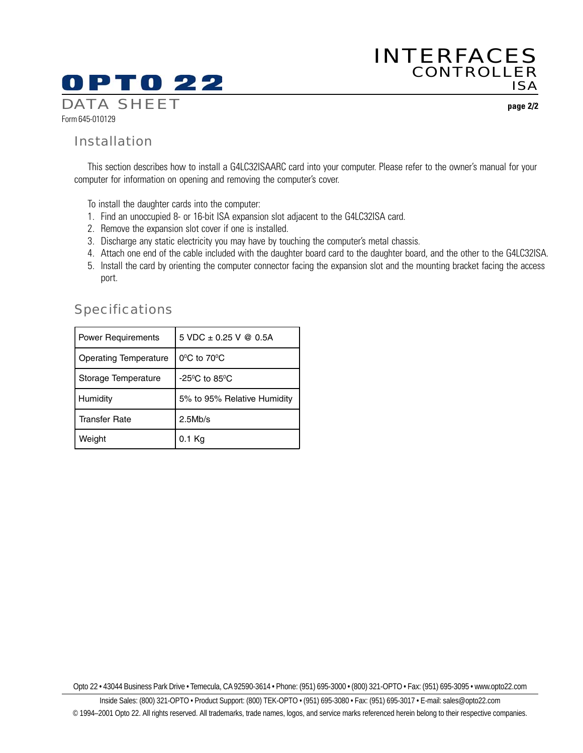## Installation

This section describes how to install a G4LC32ISAARC card into your computer. Please refer to the owner's manual for your computer for information on opening and removing the computer's cover.

To install the daughter cards into the computer:

1. Find an unoccupied 8- or 16-bit ISA expansion slot adjacent to the G4LC32ISA card.
2. Remove the expansion slot cover if one is installed.
3. Discharge any static electricity you may have by touching the computer's metal chassis.
4. Attach one end of the cable included with the daughter board card to the daughter board, and the other to the G4LC32ISA.
5. Install the card by orienting the computer connector facing the expansion slot and the mounting bracket facing the access port.

## Specifications

| | |
|---|---|
| Power Requirements | 5 VDC ± 0.25 V @ 0.5A |
| Operating Temperature | 0°C to 70°C |
| Storage Temperature | -25°C to 85°C |
| Humidity | 5% to 95% Relative Humidity |
| Transfer Rate | 2.5Mb/s |
| Weight | 0.1 Kg |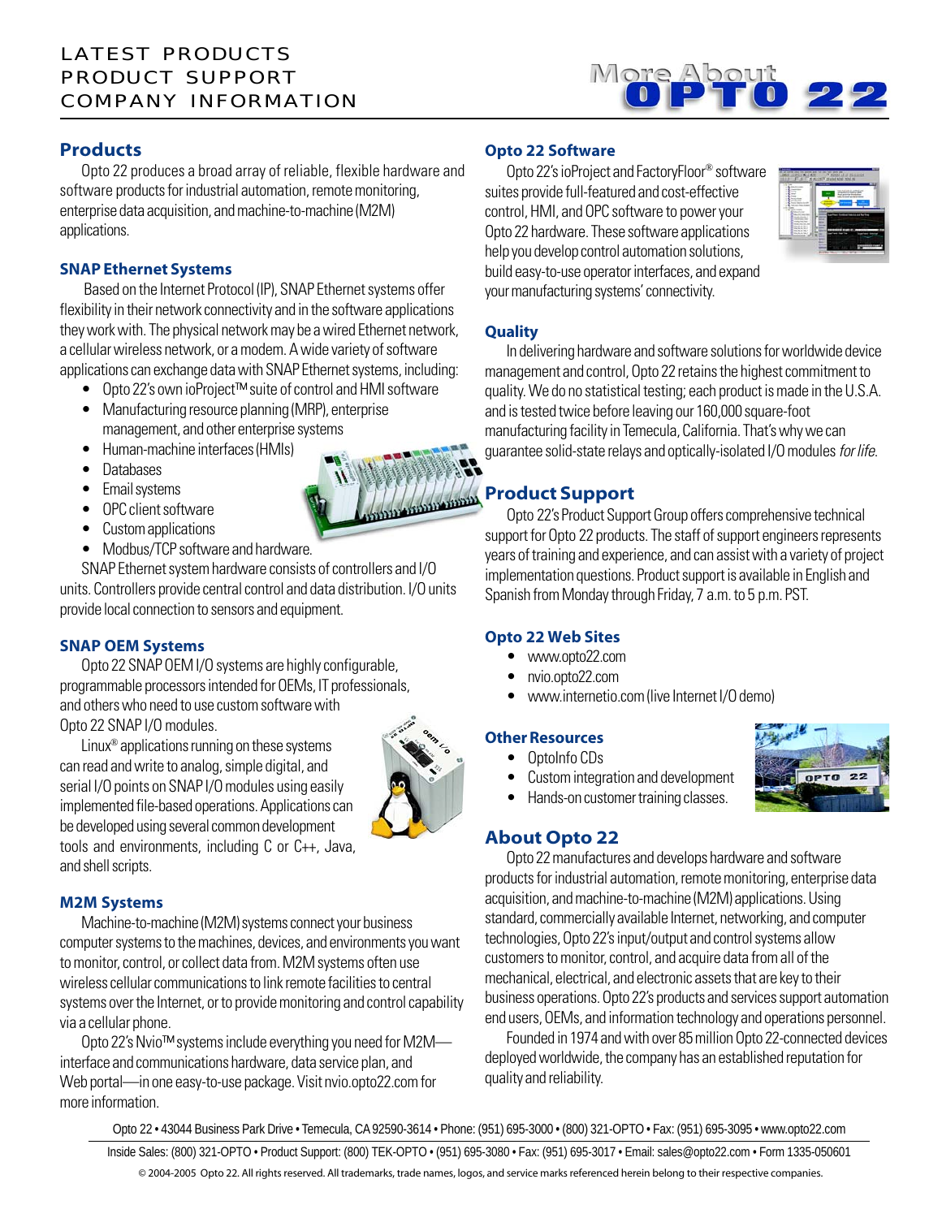LATEST PRODUCTS
PRODUCT SUPPORT
COMPANY INFORMATION

# More About OPTO 22

## Products

Opto 22 produces a broad array of reliable, flexible hardware and software products for industrial automation, remote monitoring, enterprise data acquisition, and machine-to-machine (M2M) applications.

### SNAP Ethernet Systems

Based on the Internet Protocol (IP), SNAP Ethernet systems offer flexibility in their network connectivity and in the software applications they work with. The physical network may be a wired Ethernet network, a cellular wireless network, or a modem. A wide variety of software applications can exchange data with SNAP Ethernet systems, including:

- Opto 22's own ioProject™ suite of control and HMI software
- Manufacturing resource planning (MRP), enterprise management, and other enterprise systems
- Human-machine interfaces (HMIs)
- Databases
- Email systems
- OPC client software
- Custom applications
- Modbus/TCP software and hardware.

SNAP Ethernet system hardware consists of controllers and I/O units. Controllers provide central control and data distribution. I/O units provide local connection to sensors and equipment.

### SNAP OEM Systems

Opto 22 SNAP OEM I/O systems are highly configurable, programmable processors intended for OEMs, IT professionals, and others who need to use custom software with Opto 22 SNAP I/O modules.

Linux® applications running on these systems can read and write to analog, simple digital, and serial I/O points on SNAP I/O modules using easily implemented file-based operations. Applications can be developed using several common development tools and environments, including C or C++, Java, and shell scripts.

### M2M Systems

Machine-to-machine (M2M) systems connect your business computer systems to the machines, devices, and environments you want to monitor, control, or collect data from. M2M systems often use wireless cellular communications to link remote facilities to central systems over the Internet, or to provide monitoring and control capability via a cellular phone.

Opto 22's Nvio™ systems include everything you need for M2M—interface and communications hardware, data service plan, and Web portal—in one easy-to-use package. Visit nvio.opto22.com for more information.

### Opto 22 Software

Opto 22's ioProject and FactoryFloor® software suites provide full-featured and cost-effective control, HMI, and OPC software to power your Opto 22 hardware. These software applications help you develop control automation solutions, build easy-to-use operator interfaces, and expand your manufacturing systems' connectivity.

### Quality

In delivering hardware and software solutions for worldwide device management and control, Opto 22 retains the highest commitment to quality. We do no statistical testing; each product is made in the U.S.A. and is tested twice before leaving our 160,000 square-foot manufacturing facility in Temecula, California. That's why we can guarantee solid-state relays and optically-isolated I/O modules *for life*.

## Product Support

Opto 22's Product Support Group offers comprehensive technical support for Opto 22 products. The staff of support engineers represents years of training and experience, and can assist with a variety of project implementation questions. Product support is available in English and Spanish from Monday through Friday, 7 a.m. to 5 p.m. PST.

### Opto 22 Web Sites

- www.opto22.com
- nvio.opto22.com
- www.internetio.com (live Internet I/O demo)

### Other Resources

- OptoInfo CDs
- Custom integration and development
- Hands-on customer training classes.

## About Opto 22

Opto 22 manufactures and develops hardware and software products for industrial automation, remote monitoring, enterprise data acquisition, and machine-to-machine (M2M) applications. Using standard, commercially available Internet, networking, and computer technologies, Opto 22's input/output and control systems allow customers to monitor, control, and acquire data from all of the mechanical, electrical, and electronic assets that are key to their business operations. Opto 22's products and services support automation end users, OEMs, and information technology and operations personnel.

Founded in 1974 and with over 85 million Opto 22-connected devices deployed worldwide, the company has an established reputation for quality and reliability.

Opto 22 • 43044 Business Park Drive • Temecula, CA 92590-3614 • Phone: (951) 695-3000 • (800) 321-OPTO • Fax: (951) 695-3095 • www.opto22.com

Inside Sales: (800) 321-OPTO • Product Support: (800) TEK-OPTO • (951) 695-3080 • Fax: (951) 695-3017 • Email: sales@opto22.com • Form 1335-050601

© 2004-2005 Opto 22. All rights reserved. All trademarks, trade names, logos, and service marks referenced herein belong to their respective companies.